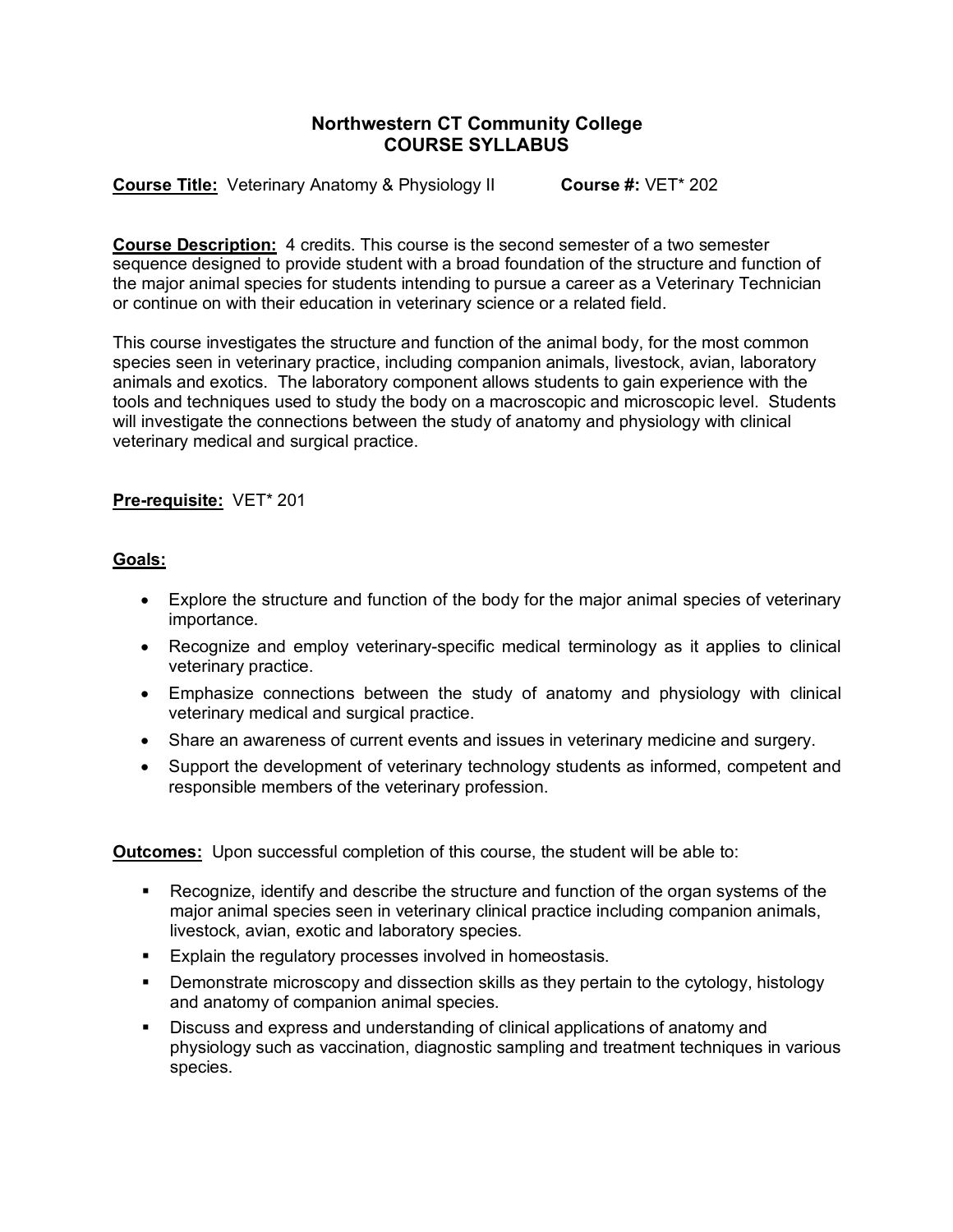# Northwestern CT Community College
## COURSE SYLLABUS

**Course Title:** Veterinary Anatomy & Physiology II **Course #:** VET* 202

**Course Description:** 4 credits. This course is the second semester of a two semester sequence designed to provide student with a broad foundation of the structure and function of the major animal species for students intending to pursue a career as a Veterinary Technician or continue on with their education in veterinary science or a related field.

This course investigates the structure and function of the animal body, for the most common species seen in veterinary practice, including companion animals, livestock, avian, laboratory animals and exotics. The laboratory component allows students to gain experience with the tools and techniques used to study the body on a macroscopic and microscopic level. Students will investigate the connections between the study of anatomy and physiology with clinical veterinary medical and surgical practice.

**Pre-requisite:** VET* 201

**Goals:**

- Explore the structure and function of the body for the major animal species of veterinary importance.
- Recognize and employ veterinary-specific medical terminology as it applies to clinical veterinary practice.
- Emphasize connections between the study of anatomy and physiology with clinical veterinary medical and surgical practice.
- Share an awareness of current events and issues in veterinary medicine and surgery.
- Support the development of veterinary technology students as informed, competent and responsible members of the veterinary profession.

**Outcomes:** Upon successful completion of this course, the student will be able to:

- Recognize, identify and describe the structure and function of the organ systems of the major animal species seen in veterinary clinical practice including companion animals, livestock, avian, exotic and laboratory species.
- Explain the regulatory processes involved in homeostasis.
- Demonstrate microscopy and dissection skills as they pertain to the cytology, histology and anatomy of companion animal species.
- Discuss and express and understanding of clinical applications of anatomy and physiology such as vaccination, diagnostic sampling and treatment techniques in various species.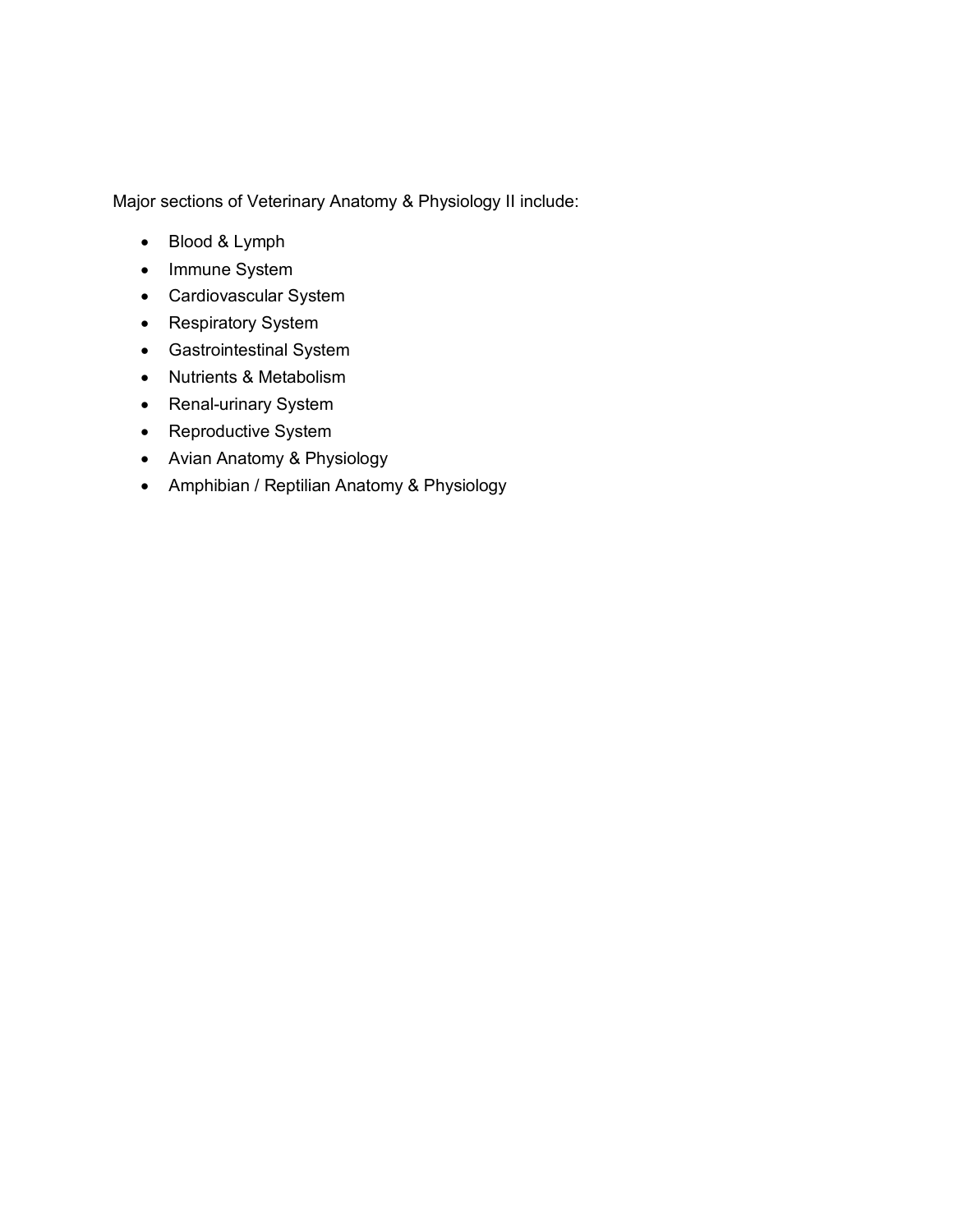Major sections of Veterinary Anatomy & Physiology II include:

- Blood & Lymph
- Immune System
- Cardiovascular System
- Respiratory System
- Gastrointestinal System
- Nutrients & Metabolism
- Renal-urinary System
- Reproductive System
- Avian Anatomy & Physiology
- Amphibian / Reptilian Anatomy & Physiology